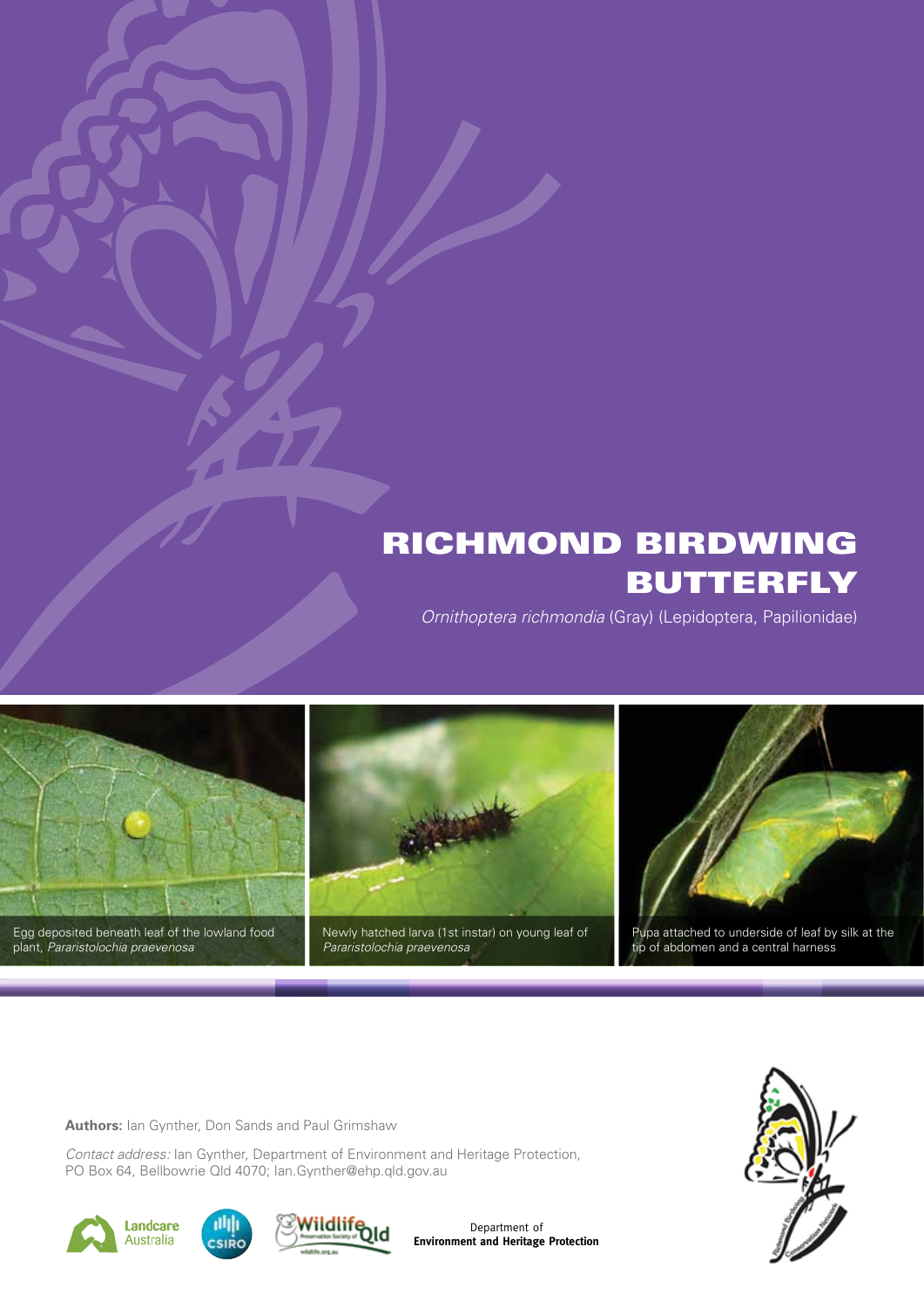# RICHMOND BIRDWING BUTTERFLY

*Ornithoptera richmondia* (Gray) (Lepidoptera, Papilionidae)

Egg deposited beneath leaf of the lowland food plant, *Pararistolochia praevenosa*

Newly hatched larva (1st instar) on young leaf of *Pararistolochia praevenosa*

Pupa attached to underside of leaf by silk at the tip of abdomen and a central harness

**Authors:** Ian Gynther, Don Sands and Paul Grimshaw

*Contact address:* Ian Gynther, Department of Environment and Heritage Protection, PO Box 64, Bellbowrie Qld 4070; Ian.Gynther@ehp.qld.gov.au

Landcare Australia

CSIRO

Wildlife Preservation Society of Qld

Department of **Environment and Heritage Protection**

Richmond Birdwing Conservation Network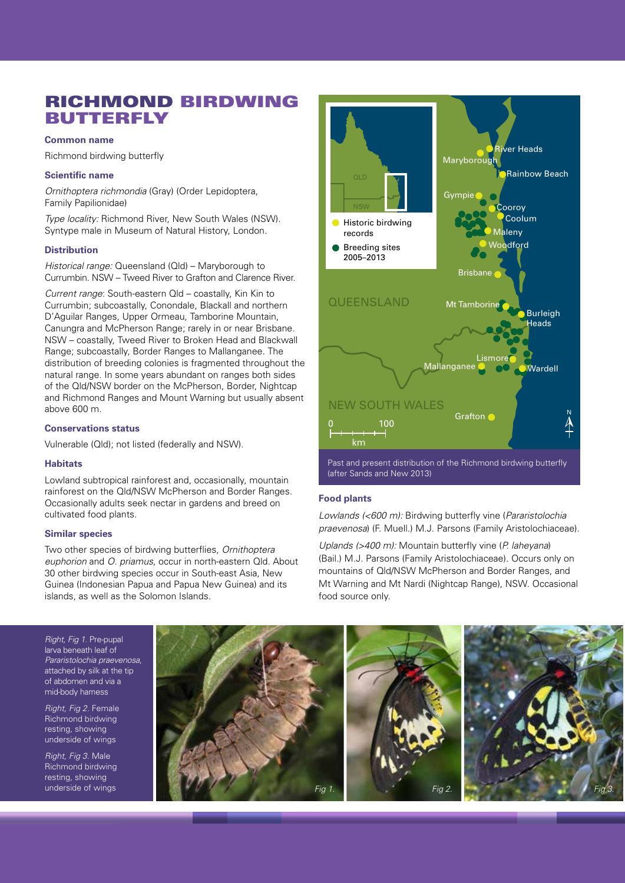# RICHMOND BIRDWING BUTTERFLY

### Common name

Richmond birdwing butterfly

### Scientific name

*Ornithoptera richmondia* (Gray) (Order Lepidoptera, Family Papilionidae)

*Type locality:* Richmond River, New South Wales (NSW). Syntype male in Museum of Natural History, London.

### Distribution

*Historical range:* Queensland (Qld) – Maryborough to Currumbin. NSW – Tweed River to Grafton and Clarence River.

*Current range*: South-eastern Qld – coastally, Kin Kin to Currumbin; subcoastally, Conondale, Blackall and northern D'Aguilar Ranges, Upper Ormeau, Tamborine Mountain, Canungra and McPherson Range; rarely in or near Brisbane. NSW – coastally, Tweed River to Broken Head and Blackwall Range; subcoastally, Border Ranges to Mallanganee. The distribution of breeding colonies is fragmented throughout the natural range. In some years abundant on ranges both sides of the Qld/NSW border on the McPherson, Border, Nightcap and Richmond Ranges and Mount Warning but usually absent above 600 m.

### Conservations status

Vulnerable (Qld); not listed (federally and NSW).

### Habitats

Lowland subtropical rainforest and, occasionally, mountain rainforest on the Qld/NSW McPherson and Border Ranges. Occasionally adults seek nectar in gardens and breed on cultivated food plants.

### Similar species

Two other species of birdwing butterflies, *Ornithoptera euphorion* and *O. priamus*, occur in north-eastern Qld. About 30 other birdwing species occur in South-east Asia, New Guinea (Indonesian Papua and Papua New Guinea) and its islands, as well as the Solomon Islands.

Past and present distribution of the Richmond birdwing butterfly (after Sands and New 2013)

### Food plants

*Lowlands (<600 m):* Birdwing butterfly vine (*Pararistolochia praevenosa*) (F. Muell.) M.J. Parsons (Family Aristolochiaceae).

*Uplands (>400 m):* Mountain butterfly vine (*P. laheyana*) (Bail.) M.J. Parsons (Family Aristolochiaceae). Occurs only on mountains of Qld/NSW McPherson and Border Ranges, and Mt Warning and Mt Nardi (Nightcap Range), NSW. Occasional food source only.

*Right, Fig 1.* Pre-pupal larva beneath leaf of *Pararistolochia praevenosa*, attached by silk at the tip of abdomen and via a mid-body harness

*Right, Fig 2.* Female Richmond birdwing resting, showing underside of wings

*Right, Fig 3.* Male Richmond birdwing resting, showing underside of wings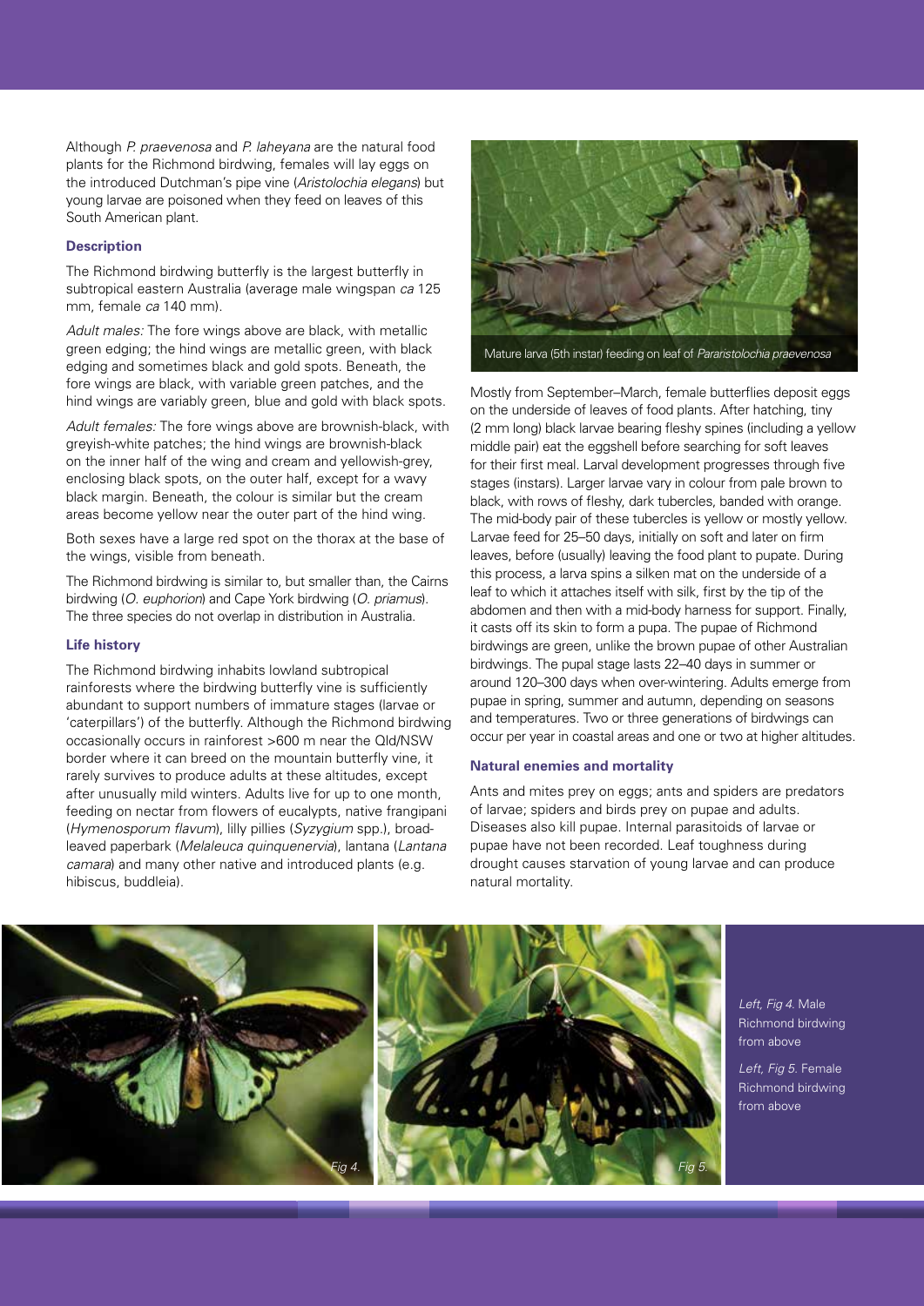Although *P. praevenosa* and *P. laheyana* are the natural food plants for the Richmond birdwing, females will lay eggs on the introduced Dutchman's pipe vine (*Aristolochia elegans*) but young larvae are poisoned when they feed on leaves of this South American plant.

### Description

The Richmond birdwing butterfly is the largest butterfly in subtropical eastern Australia (average male wingspan *ca* 125 mm, female *ca* 140 mm).

*Adult males:* The fore wings above are black, with metallic green edging; the hind wings are metallic green, with black edging and sometimes black and gold spots. Beneath, the fore wings are black, with variable green patches, and the hind wings are variably green, blue and gold with black spots.

*Adult females:* The fore wings above are brownish-black, with greyish-white patches; the hind wings are brownish-black on the inner half of the wing and cream and yellowish-grey, enclosing black spots, on the outer half, except for a wavy black margin. Beneath, the colour is similar but the cream areas become yellow near the outer part of the hind wing.

Both sexes have a large red spot on the thorax at the base of the wings, visible from beneath.

The Richmond birdwing is similar to, but smaller than, the Cairns birdwing (*O. euphorion*) and Cape York birdwing (*O. priamus*). The three species do not overlap in distribution in Australia.

### Life history

The Richmond birdwing inhabits lowland subtropical rainforests where the birdwing butterfly vine is sufficiently abundant to support numbers of immature stages (larvae or 'caterpillars') of the butterfly. Although the Richmond birdwing occasionally occurs in rainforest >600 m near the Qld/NSW border where it can breed on the mountain butterfly vine, it rarely survives to produce adults at these altitudes, except after unusually mild winters. Adults live for up to one month, feeding on nectar from flowers of eucalypts, native frangipani (*Hymenosporum flavum*), lilly pillies (*Syzygium* spp.), broad-leaved paperbark (*Melaleuca quinquenervia*), lantana (*Lantana camara*) and many other native and introduced plants (e.g. hibiscus, buddleia).

Mature larva (5th instar) feeding on leaf of *Pararistolochia praevenosa*

Mostly from September–March, female butterflies deposit eggs on the underside of leaves of food plants. After hatching, tiny (2 mm long) black larvae bearing fleshy spines (including a yellow middle pair) eat the eggshell before searching for soft leaves for their first meal. Larval development progresses through five stages (instars). Larger larvae vary in colour from pale brown to black, with rows of fleshy, dark tubercles, banded with orange. The mid-body pair of these tubercles is yellow or mostly yellow. Larvae feed for 25–50 days, initially on soft and later on firm leaves, before (usually) leaving the food plant to pupate. During this process, a larva spins a silken mat on the underside of a leaf to which it attaches itself with silk, first by the tip of the abdomen and then with a mid-body harness for support. Finally, it casts off its skin to form a pupa. The pupae of Richmond birdwings are green, unlike the brown pupae of other Australian birdwings. The pupal stage lasts 22–40 days in summer or around 120–300 days when over-wintering. Adults emerge from pupae in spring, summer and autumn, depending on seasons and temperatures. Two or three generations of birdwings can occur per year in coastal areas and one or two at higher altitudes.

### Natural enemies and mortality

Ants and mites prey on eggs; ants and spiders are predators of larvae; spiders and birds prey on pupae and adults. Diseases also kill pupae. Internal parasitoids of larvae or pupae have not been recorded. Leaf toughness during drought causes starvation of young larvae and can produce natural mortality.

Fig 4.

Fig 5.

*Left, Fig 4.* Male Richmond birdwing from above

*Left, Fig 5.* Female Richmond birdwing from above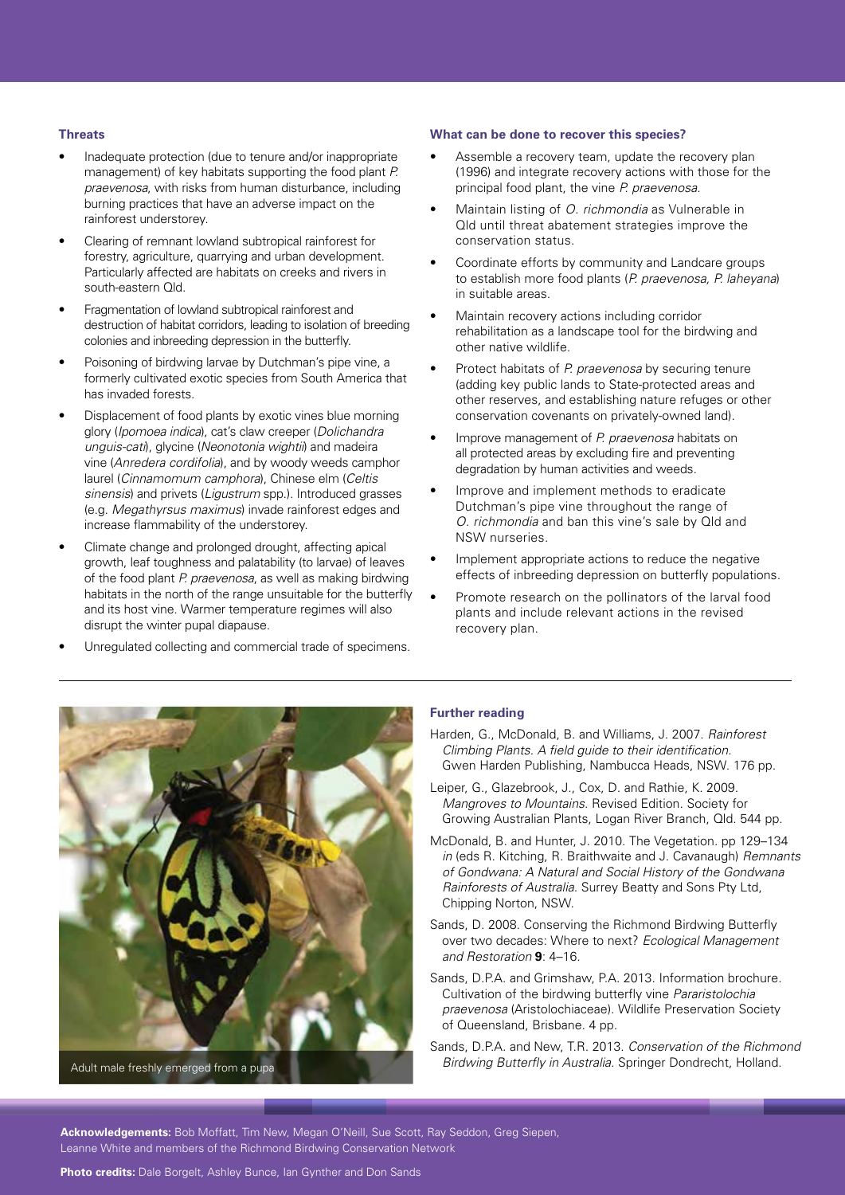### Threats

- Inadequate protection (due to tenure and/or inappropriate management) of key habitats supporting the food plant *P. praevenosa*, with risks from human disturbance, including burning practices that have an adverse impact on the rainforest understorey.
- Clearing of remnant lowland subtropical rainforest for forestry, agriculture, quarrying and urban development. Particularly affected are habitats on creeks and rivers in south-eastern Qld.
- Fragmentation of lowland subtropical rainforest and destruction of habitat corridors, leading to isolation of breeding colonies and inbreeding depression in the butterfly.
- Poisoning of birdwing larvae by Dutchman's pipe vine, a formerly cultivated exotic species from South America that has invaded forests.
- Displacement of food plants by exotic vines blue morning glory (*Ipomoea indica*), cat's claw creeper (*Dolichandra unguis-cati*), glycine (*Neonotonia wightii*) and madeira vine (*Anredera cordifolia*), and by woody weeds camphor laurel (*Cinnamomum camphora*), Chinese elm (*Celtis sinensis*) and privets (*Ligustrum* spp.). Introduced grasses (e.g. *Megathyrsus maximus*) invade rainforest edges and increase flammability of the understorey.
- Climate change and prolonged drought, affecting apical growth, leaf toughness and palatability (to larvae) of leaves of the food plant *P. praevenosa*, as well as making birdwing habitats in the north of the range unsuitable for the butterfly and its host vine. Warmer temperature regimes will also disrupt the winter pupal diapause.
- Unregulated collecting and commercial trade of specimens.

### What can be done to recover this species?

- Assemble a recovery team, update the recovery plan (1996) and integrate recovery actions with those for the principal food plant, the vine *P. praevenosa*.
- Maintain listing of *O. richmondia* as Vulnerable in Qld until threat abatement strategies improve the conservation status.
- Coordinate efforts by community and Landcare groups to establish more food plants (*P. praevenosa, P. laheyana*) in suitable areas.
- Maintain recovery actions including corridor rehabilitation as a landscape tool for the birdwing and other native wildlife.
- Protect habitats of *P. praevenosa* by securing tenure (adding key public lands to State-protected areas and other reserves, and establishing nature refuges or other conservation covenants on privately-owned land).
- Improve management of *P. praevenosa* habitats on all protected areas by excluding fire and preventing degradation by human activities and weeds.
- Improve and implement methods to eradicate Dutchman's pipe vine throughout the range of *O. richmondia* and ban this vine's sale by Qld and NSW nurseries.
- Implement appropriate actions to reduce the negative effects of inbreeding depression on butterfly populations.
- Promote research on the pollinators of the larval food plants and include relevant actions in the revised recovery plan.

Adult male freshly emerged from a pupa

### Further reading

Harden, G., McDonald, B. and Williams, J. 2007. *Rainforest Climbing Plants. A field guide to their identification.* Gwen Harden Publishing, Nambucca Heads, NSW. 176 pp.

Leiper, G., Glazebrook, J., Cox, D. and Rathie, K. 2009. *Mangroves to Mountains.* Revised Edition. Society for Growing Australian Plants, Logan River Branch, Qld. 544 pp.

McDonald, B. and Hunter, J. 2010. The Vegetation. pp 129–134 *in* (eds R. Kitching, R. Braithwaite and J. Cavanaugh) *Remnants of Gondwana: A Natural and Social History of the Gondwana Rainforests of Australia.* Surrey Beatty and Sons Pty Ltd, Chipping Norton, NSW.

Sands, D. 2008. Conserving the Richmond Birdwing Butterfly over two decades: Where to next? *Ecological Management and Restoration* **9**: 4–16.

Sands, D.P.A. and Grimshaw, P.A. 2013. Information brochure. Cultivation of the birdwing butterfly vine *Pararistolochia praevenosa* (Aristolochiaceae). Wildlife Preservation Society of Queensland, Brisbane. 4 pp.

Sands, D.P.A. and New, T.R. 2013. *Conservation of the Richmond Birdwing Butterfly in Australia.* Springer Dondrecht, Holland.

**Acknowledgements:** Bob Moffatt, Tim New, Megan O'Neill, Sue Scott, Ray Seddon, Greg Siepen, Leanne White and members of the Richmond Birdwing Conservation Network

**Photo credits:** Dale Borgelt, Ashley Bunce, Ian Gynther and Don Sands